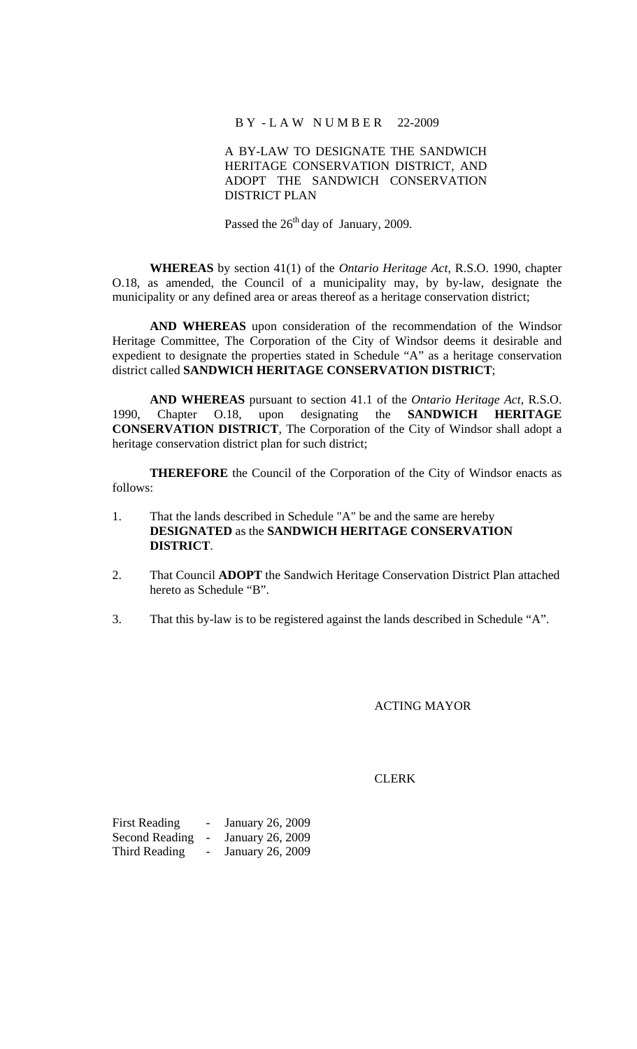# BY-LAW NUMBER 22-2009

A BY-LAW TO DESIGNATE THE SANDWICH HERITAGE CONSERVATION DISTRICT, AND ADOPT THE SANDWICH CONSERVATION DISTRICT PLAN

Passed the 26th day of January, 2009.

**WHEREAS** by section 41(1) of the *Ontario Heritage Act*, R.S.O. 1990, chapter O.18, as amended, the Council of a municipality may, by by-law, designate the municipality or any defined area or areas thereof as a heritage conservation district;

**AND WHEREAS** upon consideration of the recommendation of the Windsor Heritage Committee, The Corporation of the City of Windsor deems it desirable and expedient to designate the properties stated in Schedule "A" as a heritage conservation district called **SANDWICH HERITAGE CONSERVATION DISTRICT**;

**AND WHEREAS** pursuant to section 41.1 of the *Ontario Heritage Act*, R.S.O. 1990, Chapter O.18, upon designating the **SANDWICH HERITAGE CONSERVATION DISTRICT**, The Corporation of the City of Windsor shall adopt a heritage conservation district plan for such district;

**THEREFORE** the Council of the Corporation of the City of Windsor enacts as follows:

1. That the lands described in Schedule "A" be and the same are hereby **DESIGNATED** as the **SANDWICH HERITAGE CONSERVATION DISTRICT**.

2. That Council **ADOPT** the Sandwich Heritage Conservation District Plan attached hereto as Schedule "B".

3. That this by-law is to be registered against the lands described in Schedule "A".

ACTING MAYOR

CLERK

First Reading - January 26, 2009
Second Reading - January 26, 2009
Third Reading - January 26, 2009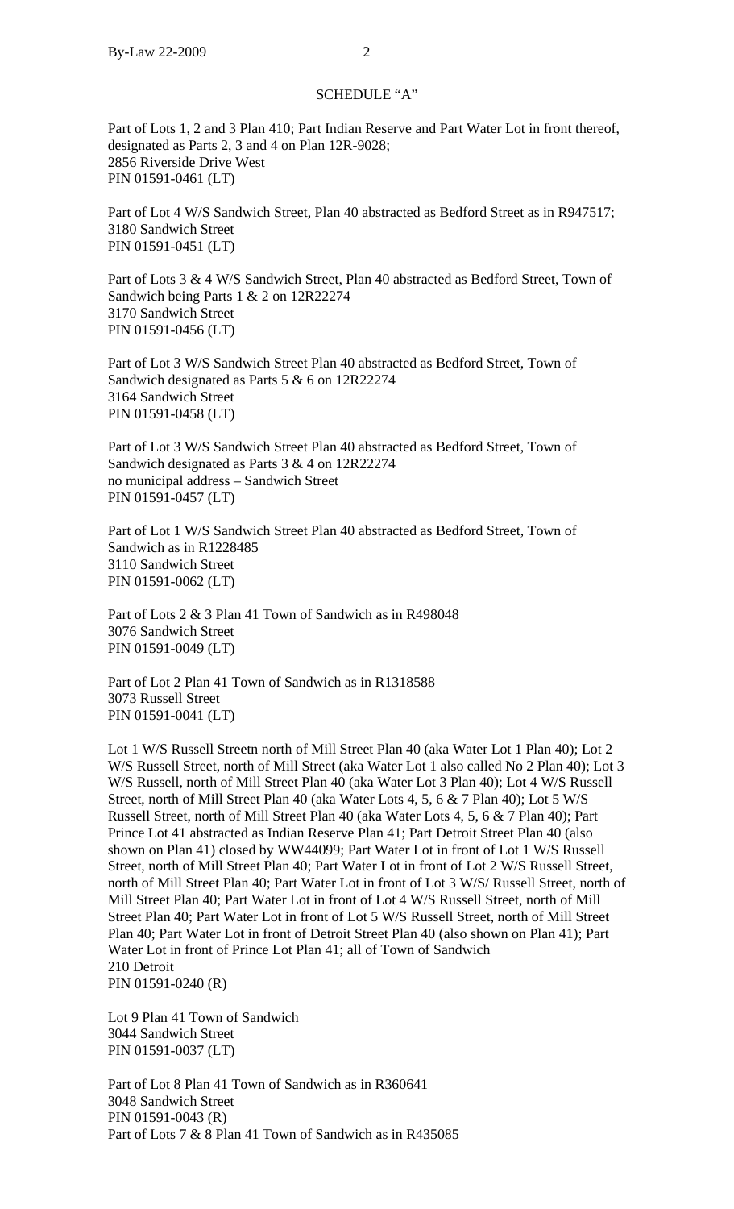## SCHEDULE "A"

Part of Lots 1, 2 and 3 Plan 410; Part Indian Reserve and Part Water Lot in front thereof, designated as Parts 2, 3 and 4 on Plan 12R-9028;
2856 Riverside Drive West
PIN 01591-0461 (LT)

Part of Lot 4 W/S Sandwich Street, Plan 40 abstracted as Bedford Street as in R947517;
3180 Sandwich Street
PIN 01591-0451 (LT)

Part of Lots 3 & 4 W/S Sandwich Street, Plan 40 abstracted as Bedford Street, Town of Sandwich being Parts 1 & 2 on 12R22274
3170 Sandwich Street
PIN 01591-0456 (LT)

Part of Lot 3 W/S Sandwich Street Plan 40 abstracted as Bedford Street, Town of Sandwich designated as Parts 5 & 6 on 12R22274
3164 Sandwich Street
PIN 01591-0458 (LT)

Part of Lot 3 W/S Sandwich Street Plan 40 abstracted as Bedford Street, Town of Sandwich designated as Parts 3 & 4 on 12R22274
no municipal address – Sandwich Street
PIN 01591-0457 (LT)

Part of Lot 1 W/S Sandwich Street Plan 40 abstracted as Bedford Street, Town of Sandwich as in R1228485
3110 Sandwich Street
PIN 01591-0062 (LT)

Part of Lots 2 & 3 Plan 41 Town of Sandwich as in R498048
3076 Sandwich Street
PIN 01591-0049 (LT)

Part of Lot 2 Plan 41 Town of Sandwich as in R1318588
3073 Russell Street
PIN 01591-0041 (LT)

Lot 1 W/S Russell Streetn north of Mill Street Plan 40 (aka Water Lot 1 Plan 40); Lot 2 W/S Russell Street, north of Mill Street (aka Water Lot 1 also called No 2 Plan 40); Lot 3 W/S Russell, north of Mill Street Plan 40 (aka Water Lot 3 Plan 40); Lot 4 W/S Russell Street, north of Mill Street Plan 40 (aka Water Lots 4, 5, 6 & 7 Plan 40); Lot 5 W/S Russell Street, north of Mill Street Plan 40 (aka Water Lots 4, 5, 6 & 7 Plan 40); Part Prince Lot 41 abstracted as Indian Reserve Plan 41; Part Detroit Street Plan 40 (also shown on Plan 41) closed by WW44099; Part Water Lot in front of Lot 1 W/S Russell Street, north of Mill Street Plan 40; Part Water Lot in front of Lot 2 W/S Russell Street, north of Mill Street Plan 40; Part Water Lot in front of Lot 3 W/S/ Russell Street, north of Mill Street Plan 40; Part Water Lot in front of Lot 4 W/S Russell Street, north of Mill Street Plan 40; Part Water Lot in front of Lot 5 W/S Russell Street, north of Mill Street Plan 40; Part Water Lot in front of Detroit Street Plan 40 (also shown on Plan 41); Part Water Lot in front of Prince Lot Plan 41; all of Town of Sandwich
210 Detroit
PIN 01591-0240 (R)

Lot 9 Plan 41 Town of Sandwich
3044 Sandwich Street
PIN 01591-0037 (LT)

Part of Lot 8 Plan 41 Town of Sandwich as in R360641
3048 Sandwich Street
PIN 01591-0043 (R)
Part of Lots 7 & 8 Plan 41 Town of Sandwich as in R435085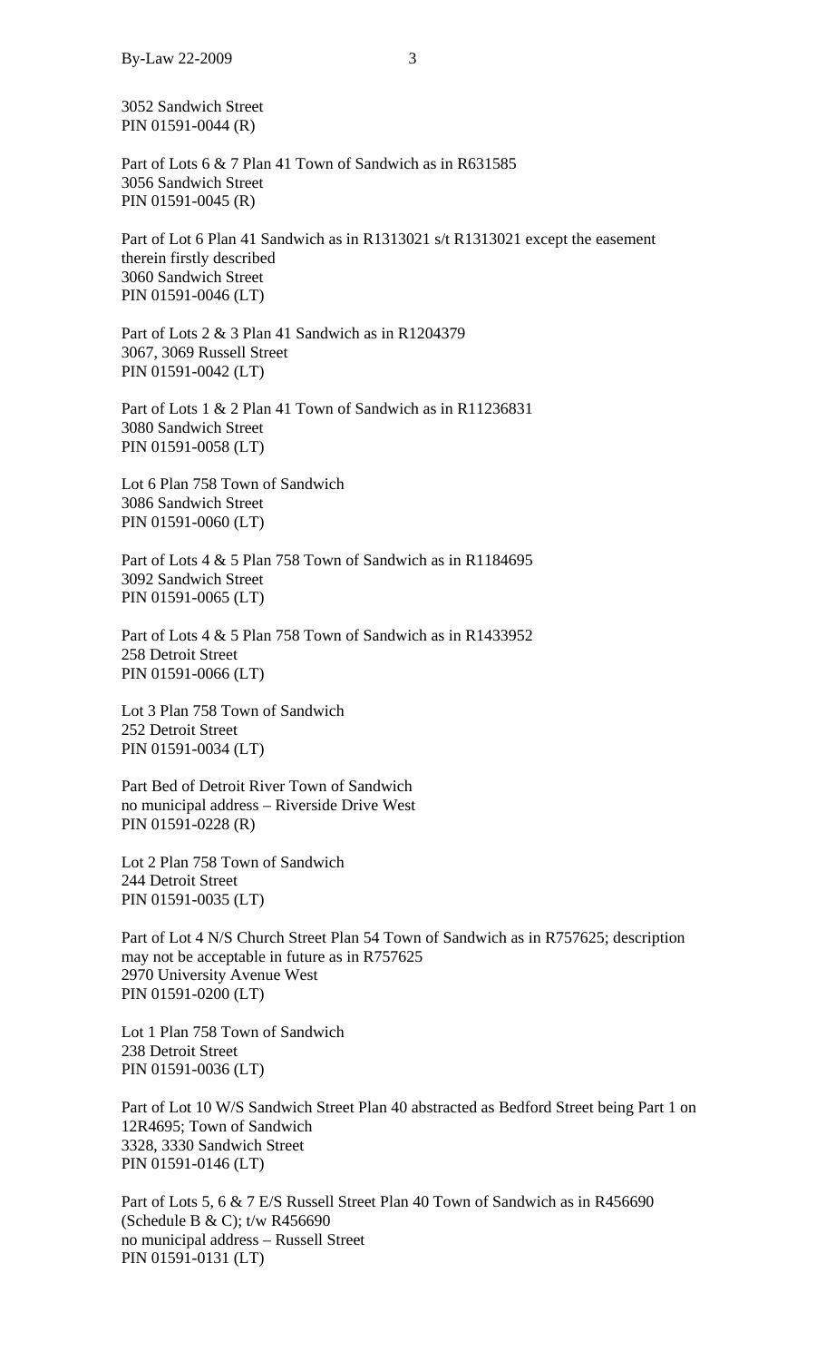3052 Sandwich Street
PIN 01591-0044 (R)

Part of Lots 6 & 7 Plan 41 Town of Sandwich as in R631585
3056 Sandwich Street
PIN 01591-0045 (R)

Part of Lot 6 Plan 41 Sandwich as in R1313021 s/t R1313021 except the easement therein firstly described
3060 Sandwich Street
PIN 01591-0046 (LT)

Part of Lots 2 & 3 Plan 41 Sandwich as in R1204379
3067, 3069 Russell Street
PIN 01591-0042 (LT)

Part of Lots 1 & 2 Plan 41 Town of Sandwich as in R11236831
3080 Sandwich Street
PIN 01591-0058 (LT)

Lot 6 Plan 758 Town of Sandwich
3086 Sandwich Street
PIN 01591-0060 (LT)

Part of Lots 4 & 5 Plan 758 Town of Sandwich as in R1184695
3092 Sandwich Street
PIN 01591-0065 (LT)

Part of Lots 4 & 5 Plan 758 Town of Sandwich as in R1433952
258 Detroit Street
PIN 01591-0066 (LT)

Lot 3 Plan 758 Town of Sandwich
252 Detroit Street
PIN 01591-0034 (LT)

Part Bed of Detroit River Town of Sandwich
no municipal address – Riverside Drive West
PIN 01591-0228 (R)

Lot 2 Plan 758 Town of Sandwich
244 Detroit Street
PIN 01591-0035 (LT)

Part of Lot 4 N/S Church Street Plan 54 Town of Sandwich as in R757625; description may not be acceptable in future as in R757625
2970 University Avenue West
PIN 01591-0200 (LT)

Lot 1 Plan 758 Town of Sandwich
238 Detroit Street
PIN 01591-0036 (LT)

Part of Lot 10 W/S Sandwich Street Plan 40 abstracted as Bedford Street being Part 1 on 12R4695; Town of Sandwich
3328, 3330 Sandwich Street
PIN 01591-0146 (LT)

Part of Lots 5, 6 & 7 E/S Russell Street Plan 40 Town of Sandwich as in R456690 (Schedule B & C); t/w R456690
no municipal address – Russell Street
PIN 01591-0131 (LT)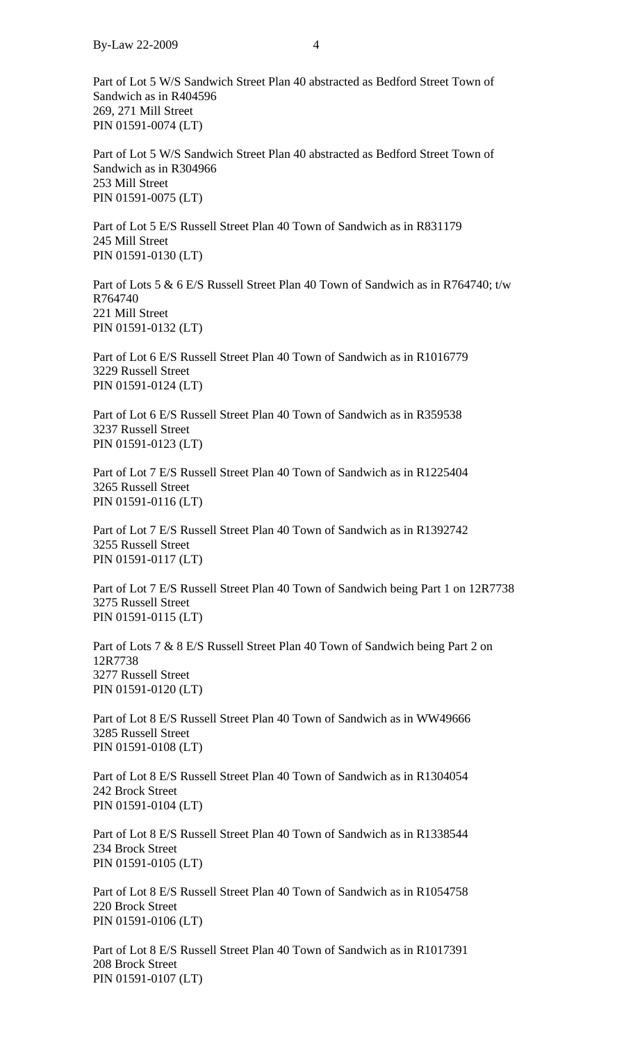Part of Lot 5 W/S Sandwich Street Plan 40 abstracted as Bedford Street Town of Sandwich as in R404596
269, 271 Mill Street
PIN 01591-0074 (LT)

Part of Lot 5 W/S Sandwich Street Plan 40 abstracted as Bedford Street Town of Sandwich as in R304966
253 Mill Street
PIN 01591-0075 (LT)

Part of Lot 5 E/S Russell Street Plan 40 Town of Sandwich as in R831179
245 Mill Street
PIN 01591-0130 (LT)

Part of Lots 5 & 6 E/S Russell Street Plan 40 Town of Sandwich as in R764740; t/w R764740
221 Mill Street
PIN 01591-0132 (LT)

Part of Lot 6 E/S Russell Street Plan 40 Town of Sandwich as in R1016779
3229 Russell Street
PIN 01591-0124 (LT)

Part of Lot 6 E/S Russell Street Plan 40 Town of Sandwich as in R359538
3237 Russell Street
PIN 01591-0123 (LT)

Part of Lot 7 E/S Russell Street Plan 40 Town of Sandwich as in R1225404
3265 Russell Street
PIN 01591-0116 (LT)

Part of Lot 7 E/S Russell Street Plan 40 Town of Sandwich as in R1392742
3255 Russell Street
PIN 01591-0117 (LT)

Part of Lot 7 E/S Russell Street Plan 40 Town of Sandwich being Part 1 on 12R7738
3275 Russell Street
PIN 01591-0115 (LT)

Part of Lots 7 & 8 E/S Russell Street Plan 40 Town of Sandwich being Part 2 on 12R7738
3277 Russell Street
PIN 01591-0120 (LT)

Part of Lot 8 E/S Russell Street Plan 40 Town of Sandwich as in WW49666
3285 Russell Street
PIN 01591-0108 (LT)

Part of Lot 8 E/S Russell Street Plan 40 Town of Sandwich as in R1304054
242 Brock Street
PIN 01591-0104 (LT)

Part of Lot 8 E/S Russell Street Plan 40 Town of Sandwich as in R1338544
234 Brock Street
PIN 01591-0105 (LT)

Part of Lot 8 E/S Russell Street Plan 40 Town of Sandwich as in R1054758
220 Brock Street
PIN 01591-0106 (LT)

Part of Lot 8 E/S Russell Street Plan 40 Town of Sandwich as in R1017391
208 Brock Street
PIN 01591-0107 (LT)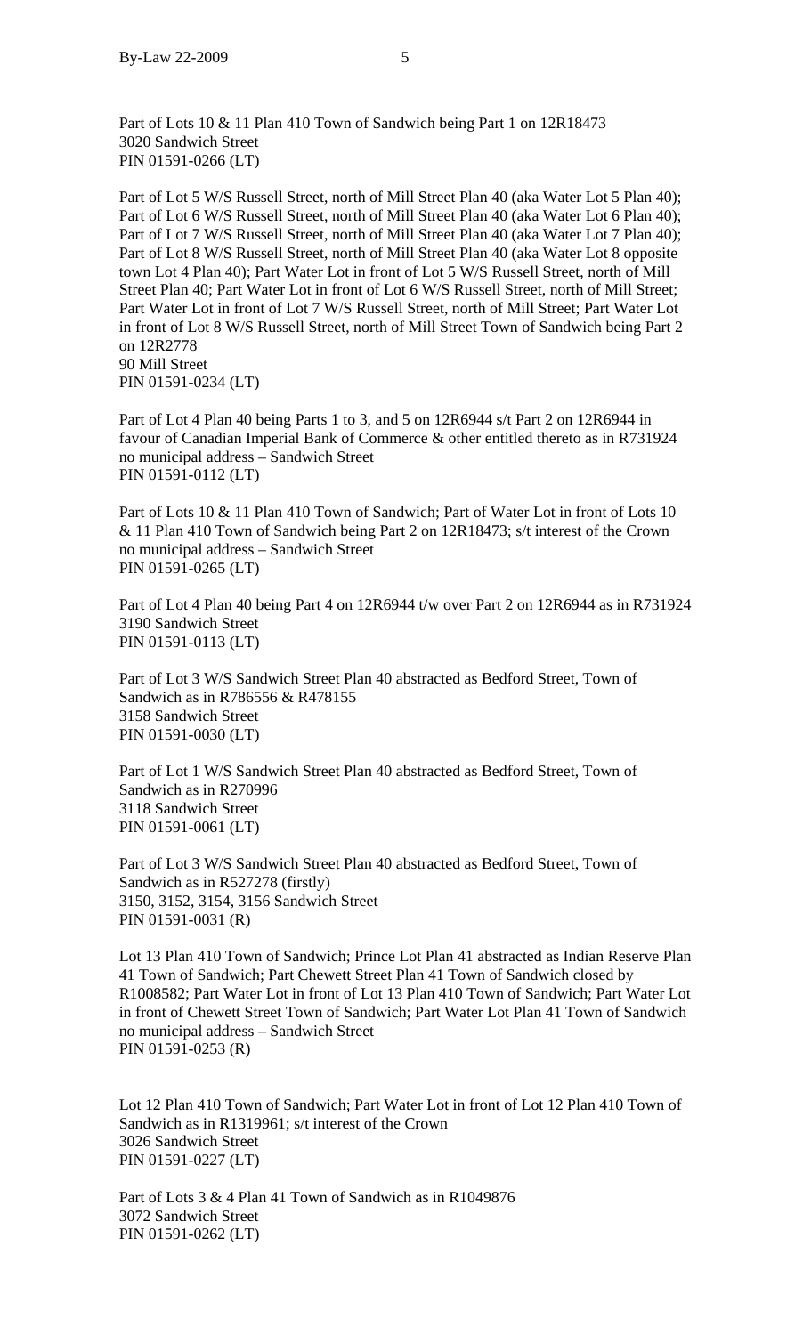Part of Lots 10 & 11 Plan 410 Town of Sandwich being Part 1 on 12R18473
3020 Sandwich Street
PIN 01591-0266 (LT)

Part of Lot 5 W/S Russell Street, north of Mill Street Plan 40 (aka Water Lot 5 Plan 40); Part of Lot 6 W/S Russell Street, north of Mill Street Plan 40 (aka Water Lot 6 Plan 40); Part of Lot 7 W/S Russell Street, north of Mill Street Plan 40 (aka Water Lot 7 Plan 40); Part of Lot 8 W/S Russell Street, north of Mill Street Plan 40 (aka Water Lot 8 opposite town Lot 4 Plan 40); Part Water Lot in front of Lot 5 W/S Russell Street, north of Mill Street Plan 40; Part Water Lot in front of Lot 6 W/S Russell Street, north of Mill Street; Part Water Lot in front of Lot 7 W/S Russell Street, north of Mill Street; Part Water Lot in front of Lot 8 W/S Russell Street, north of Mill Street Town of Sandwich being Part 2 on 12R2778
90 Mill Street
PIN 01591-0234 (LT)

Part of Lot 4 Plan 40 being Parts 1 to 3, and 5 on 12R6944 s/t Part 2 on 12R6944 in favour of Canadian Imperial Bank of Commerce & other entitled thereto as in R731924
no municipal address – Sandwich Street
PIN 01591-0112 (LT)

Part of Lots 10 & 11 Plan 410 Town of Sandwich; Part of Water Lot in front of Lots 10 & 11 Plan 410 Town of Sandwich being Part 2 on 12R18473; s/t interest of the Crown
no municipal address – Sandwich Street
PIN 01591-0265 (LT)

Part of Lot 4 Plan 40 being Part 4 on 12R6944 t/w over Part 2 on 12R6944 as in R731924
3190 Sandwich Street
PIN 01591-0113 (LT)

Part of Lot 3 W/S Sandwich Street Plan 40 abstracted as Bedford Street, Town of Sandwich as in R786556 & R478155
3158 Sandwich Street
PIN 01591-0030 (LT)

Part of Lot 1 W/S Sandwich Street Plan 40 abstracted as Bedford Street, Town of Sandwich as in R270996
3118 Sandwich Street
PIN 01591-0061 (LT)

Part of Lot 3 W/S Sandwich Street Plan 40 abstracted as Bedford Street, Town of Sandwich as in R527278 (firstly)
3150, 3152, 3154, 3156 Sandwich Street
PIN 01591-0031 (R)

Lot 13 Plan 410 Town of Sandwich; Prince Lot Plan 41 abstracted as Indian Reserve Plan 41 Town of Sandwich; Part Chewett Street Plan 41 Town of Sandwich closed by R1008582; Part Water Lot in front of Lot 13 Plan 410 Town of Sandwich; Part Water Lot in front of Chewett Street Town of Sandwich; Part Water Lot Plan 41 Town of Sandwich
no municipal address – Sandwich Street
PIN 01591-0253 (R)

Lot 12 Plan 410 Town of Sandwich; Part Water Lot in front of Lot 12 Plan 410 Town of Sandwich as in R1319961; s/t interest of the Crown
3026 Sandwich Street
PIN 01591-0227 (LT)

Part of Lots 3 & 4 Plan 41 Town of Sandwich as in R1049876
3072 Sandwich Street
PIN 01591-0262 (LT)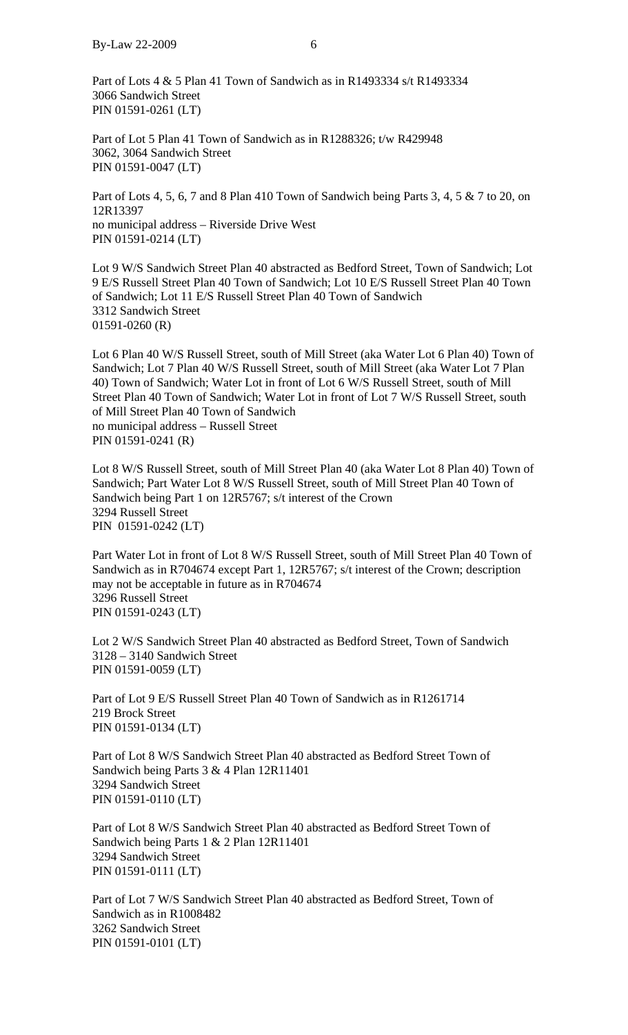Part of Lots 4 & 5 Plan 41 Town of Sandwich as in R1493334 s/t R1493334
3066 Sandwich Street
PIN 01591-0261 (LT)

Part of Lot 5 Plan 41 Town of Sandwich as in R1288326; t/w R429948
3062, 3064 Sandwich Street
PIN 01591-0047 (LT)

Part of Lots 4, 5, 6, 7 and 8 Plan 410 Town of Sandwich being Parts 3, 4, 5 & 7 to 20, on 12R13397
no municipal address – Riverside Drive West
PIN 01591-0214 (LT)

Lot 9 W/S Sandwich Street Plan 40 abstracted as Bedford Street, Town of Sandwich; Lot 9 E/S Russell Street Plan 40 Town of Sandwich; Lot 10 E/S Russell Street Plan 40 Town of Sandwich; Lot 11 E/S Russell Street Plan 40 Town of Sandwich
3312 Sandwich Street
01591-0260 (R)

Lot 6 Plan 40 W/S Russell Street, south of Mill Street (aka Water Lot 6 Plan 40) Town of Sandwich; Lot 7 Plan 40 W/S Russell Street, south of Mill Street (aka Water Lot 7 Plan 40) Town of Sandwich; Water Lot in front of Lot 6 W/S Russell Street, south of Mill Street Plan 40 Town of Sandwich; Water Lot in front of Lot 7 W/S Russell Street, south of Mill Street Plan 40 Town of Sandwich
no municipal address – Russell Street
PIN 01591-0241 (R)

Lot 8 W/S Russell Street, south of Mill Street Plan 40 (aka Water Lot 8 Plan 40) Town of Sandwich; Part Water Lot 8 W/S Russell Street, south of Mill Street Plan 40 Town of Sandwich being Part 1 on 12R5767; s/t interest of the Crown
3294 Russell Street
PIN 01591-0242 (LT)

Part Water Lot in front of Lot 8 W/S Russell Street, south of Mill Street Plan 40 Town of Sandwich as in R704674 except Part 1, 12R5767; s/t interest of the Crown; description may not be acceptable in future as in R704674
3296 Russell Street
PIN 01591-0243 (LT)

Lot 2 W/S Sandwich Street Plan 40 abstracted as Bedford Street, Town of Sandwich
3128 – 3140 Sandwich Street
PIN 01591-0059 (LT)

Part of Lot 9 E/S Russell Street Plan 40 Town of Sandwich as in R1261714
219 Brock Street
PIN 01591-0134 (LT)

Part of Lot 8 W/S Sandwich Street Plan 40 abstracted as Bedford Street Town of Sandwich being Parts 3 & 4 Plan 12R11401
3294 Sandwich Street
PIN 01591-0110 (LT)

Part of Lot 8 W/S Sandwich Street Plan 40 abstracted as Bedford Street Town of Sandwich being Parts 1 & 2 Plan 12R11401
3294 Sandwich Street
PIN 01591-0111 (LT)

Part of Lot 7 W/S Sandwich Street Plan 40 abstracted as Bedford Street, Town of Sandwich as in R1008482
3262 Sandwich Street
PIN 01591-0101 (LT)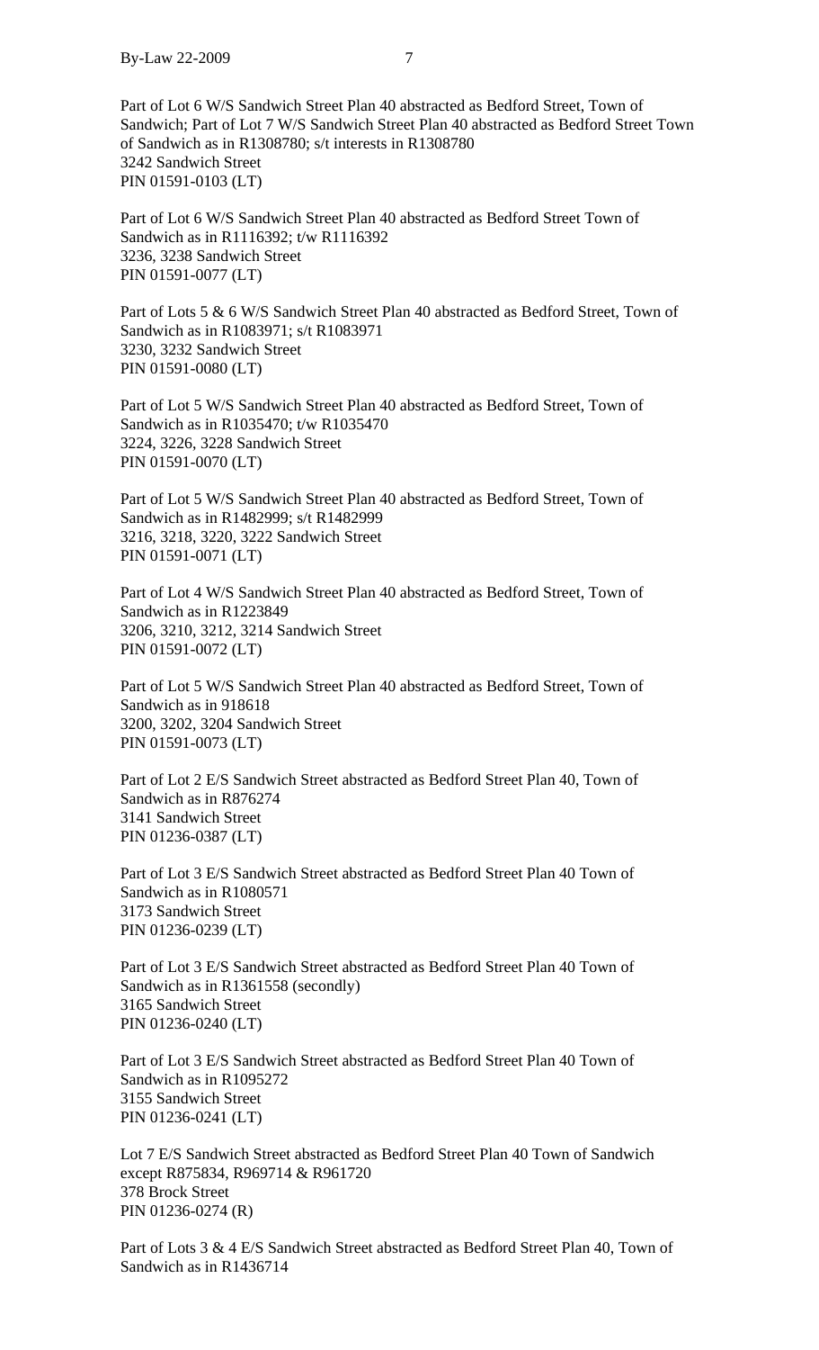Part of Lot 6 W/S Sandwich Street Plan 40 abstracted as Bedford Street, Town of Sandwich; Part of Lot 7 W/S Sandwich Street Plan 40 abstracted as Bedford Street Town of Sandwich as in R1308780; s/t interests in R1308780
3242 Sandwich Street
PIN 01591-0103 (LT)

Part of Lot 6 W/S Sandwich Street Plan 40 abstracted as Bedford Street Town of Sandwich as in R1116392; t/w R1116392
3236, 3238 Sandwich Street
PIN 01591-0077 (LT)

Part of Lots 5 & 6 W/S Sandwich Street Plan 40 abstracted as Bedford Street, Town of Sandwich as in R1083971; s/t R1083971
3230, 3232 Sandwich Street
PIN 01591-0080 (LT)

Part of Lot 5 W/S Sandwich Street Plan 40 abstracted as Bedford Street, Town of Sandwich as in R1035470; t/w R1035470
3224, 3226, 3228 Sandwich Street
PIN 01591-0070 (LT)

Part of Lot 5 W/S Sandwich Street Plan 40 abstracted as Bedford Street, Town of Sandwich as in R1482999; s/t R1482999
3216, 3218, 3220, 3222 Sandwich Street
PIN 01591-0071 (LT)

Part of Lot 4 W/S Sandwich Street Plan 40 abstracted as Bedford Street, Town of Sandwich as in R1223849
3206, 3210, 3212, 3214 Sandwich Street
PIN 01591-0072 (LT)

Part of Lot 5 W/S Sandwich Street Plan 40 abstracted as Bedford Street, Town of Sandwich as in 918618
3200, 3202, 3204 Sandwich Street
PIN 01591-0073 (LT)

Part of Lot 2 E/S Sandwich Street abstracted as Bedford Street Plan 40, Town of Sandwich as in R876274
3141 Sandwich Street
PIN 01236-0387 (LT)

Part of Lot 3 E/S Sandwich Street abstracted as Bedford Street Plan 40 Town of Sandwich as in R1080571
3173 Sandwich Street
PIN 01236-0239 (LT)

Part of Lot 3 E/S Sandwich Street abstracted as Bedford Street Plan 40 Town of Sandwich as in R1361558 (secondly)
3165 Sandwich Street
PIN 01236-0240 (LT)

Part of Lot 3 E/S Sandwich Street abstracted as Bedford Street Plan 40 Town of Sandwich as in R1095272
3155 Sandwich Street
PIN 01236-0241 (LT)

Lot 7 E/S Sandwich Street abstracted as Bedford Street Plan 40 Town of Sandwich except R875834, R969714 & R961720
378 Brock Street
PIN 01236-0274 (R)

Part of Lots 3 & 4 E/S Sandwich Street abstracted as Bedford Street Plan 40, Town of Sandwich as in R1436714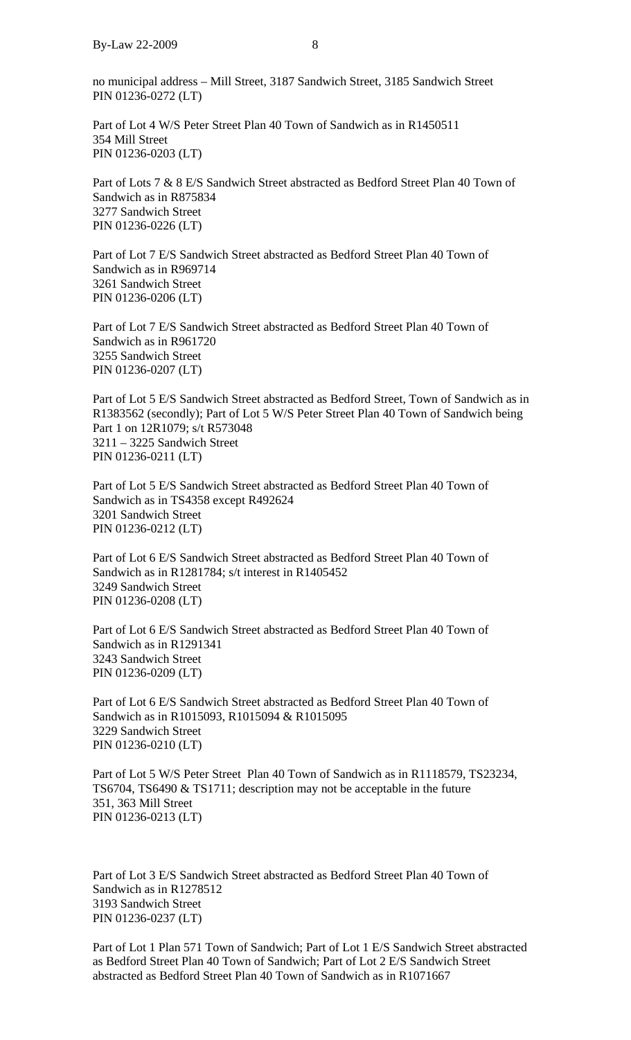no municipal address – Mill Street, 3187 Sandwich Street, 3185 Sandwich Street
PIN 01236-0272 (LT)

Part of Lot 4 W/S Peter Street Plan 40 Town of Sandwich as in R1450511
354 Mill Street
PIN 01236-0203 (LT)

Part of Lots 7 & 8 E/S Sandwich Street abstracted as Bedford Street Plan 40 Town of Sandwich as in R875834
3277 Sandwich Street
PIN 01236-0226 (LT)

Part of Lot 7 E/S Sandwich Street abstracted as Bedford Street Plan 40 Town of Sandwich as in R969714
3261 Sandwich Street
PIN 01236-0206 (LT)

Part of Lot 7 E/S Sandwich Street abstracted as Bedford Street Plan 40 Town of Sandwich as in R961720
3255 Sandwich Street
PIN 01236-0207 (LT)

Part of Lot 5 E/S Sandwich Street abstracted as Bedford Street, Town of Sandwich as in R1383562 (secondly); Part of Lot 5 W/S Peter Street Plan 40 Town of Sandwich being Part 1 on 12R1079; s/t R573048
3211 – 3225 Sandwich Street
PIN 01236-0211 (LT)

Part of Lot 5 E/S Sandwich Street abstracted as Bedford Street Plan 40 Town of Sandwich as in TS4358 except R492624
3201 Sandwich Street
PIN 01236-0212 (LT)

Part of Lot 6 E/S Sandwich Street abstracted as Bedford Street Plan 40 Town of Sandwich as in R1281784; s/t interest in R1405452
3249 Sandwich Street
PIN 01236-0208 (LT)

Part of Lot 6 E/S Sandwich Street abstracted as Bedford Street Plan 40 Town of Sandwich as in R1291341
3243 Sandwich Street
PIN 01236-0209 (LT)

Part of Lot 6 E/S Sandwich Street abstracted as Bedford Street Plan 40 Town of Sandwich as in R1015093, R1015094 & R1015095
3229 Sandwich Street
PIN 01236-0210 (LT)

Part of Lot 5 W/S Peter Street Plan 40 Town of Sandwich as in R1118579, TS23234, TS6704, TS6490 & TS1711; description may not be acceptable in the future
351, 363 Mill Street
PIN 01236-0213 (LT)

Part of Lot 3 E/S Sandwich Street abstracted as Bedford Street Plan 40 Town of Sandwich as in R1278512
3193 Sandwich Street
PIN 01236-0237 (LT)

Part of Lot 1 Plan 571 Town of Sandwich; Part of Lot 1 E/S Sandwich Street abstracted as Bedford Street Plan 40 Town of Sandwich; Part of Lot 2 E/S Sandwich Street abstracted as Bedford Street Plan 40 Town of Sandwich as in R1071667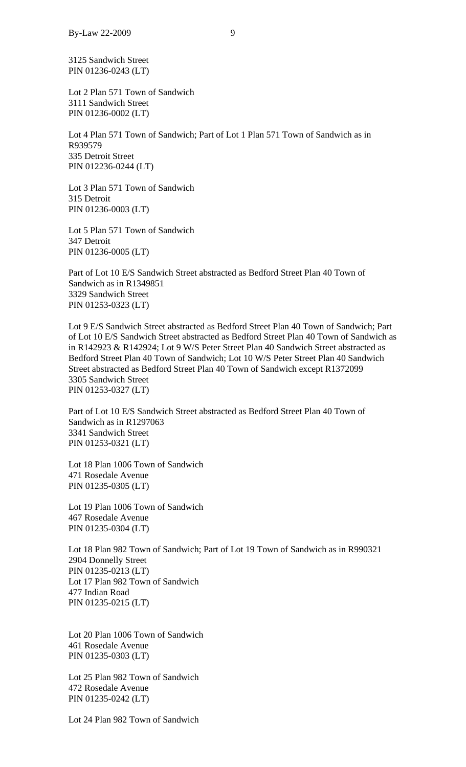3125 Sandwich Street
PIN 01236-0243 (LT)

Lot 2 Plan 571 Town of Sandwich
3111 Sandwich Street
PIN 01236-0002 (LT)

Lot 4 Plan 571 Town of Sandwich; Part of Lot 1 Plan 571 Town of Sandwich as in R939579
335 Detroit Street
PIN 012236-0244 (LT)

Lot 3 Plan 571 Town of Sandwich
315 Detroit
PIN 01236-0003 (LT)

Lot 5 Plan 571 Town of Sandwich
347 Detroit
PIN 01236-0005 (LT)

Part of Lot 10 E/S Sandwich Street abstracted as Bedford Street Plan 40 Town of Sandwich as in R1349851
3329 Sandwich Street
PIN 01253-0323 (LT)

Lot 9 E/S Sandwich Street abstracted as Bedford Street Plan 40 Town of Sandwich; Part of Lot 10 E/S Sandwich Street abstracted as Bedford Street Plan 40 Town of Sandwich as in R142923 & R142924; Lot 9 W/S Peter Street Plan 40 Sandwich Street abstracted as Bedford Street Plan 40 Town of Sandwich; Lot 10 W/S Peter Street Plan 40 Sandwich Street abstracted as Bedford Street Plan 40 Town of Sandwich except R1372099
3305 Sandwich Street
PIN 01253-0327 (LT)

Part of Lot 10 E/S Sandwich Street abstracted as Bedford Street Plan 40 Town of Sandwich as in R1297063
3341 Sandwich Street
PIN 01253-0321 (LT)

Lot 18 Plan 1006 Town of Sandwich
471 Rosedale Avenue
PIN 01235-0305 (LT)

Lot 19 Plan 1006 Town of Sandwich
467 Rosedale Avenue
PIN 01235-0304 (LT)

Lot 18 Plan 982 Town of Sandwich; Part of Lot 19 Town of Sandwich as in R990321
2904 Donnelly Street
PIN 01235-0213 (LT)
Lot 17 Plan 982 Town of Sandwich
477 Indian Road
PIN 01235-0215 (LT)

Lot 20 Plan 1006 Town of Sandwich
461 Rosedale Avenue
PIN 01235-0303 (LT)

Lot 25 Plan 982 Town of Sandwich
472 Rosedale Avenue
PIN 01235-0242 (LT)

Lot 24 Plan 982 Town of Sandwich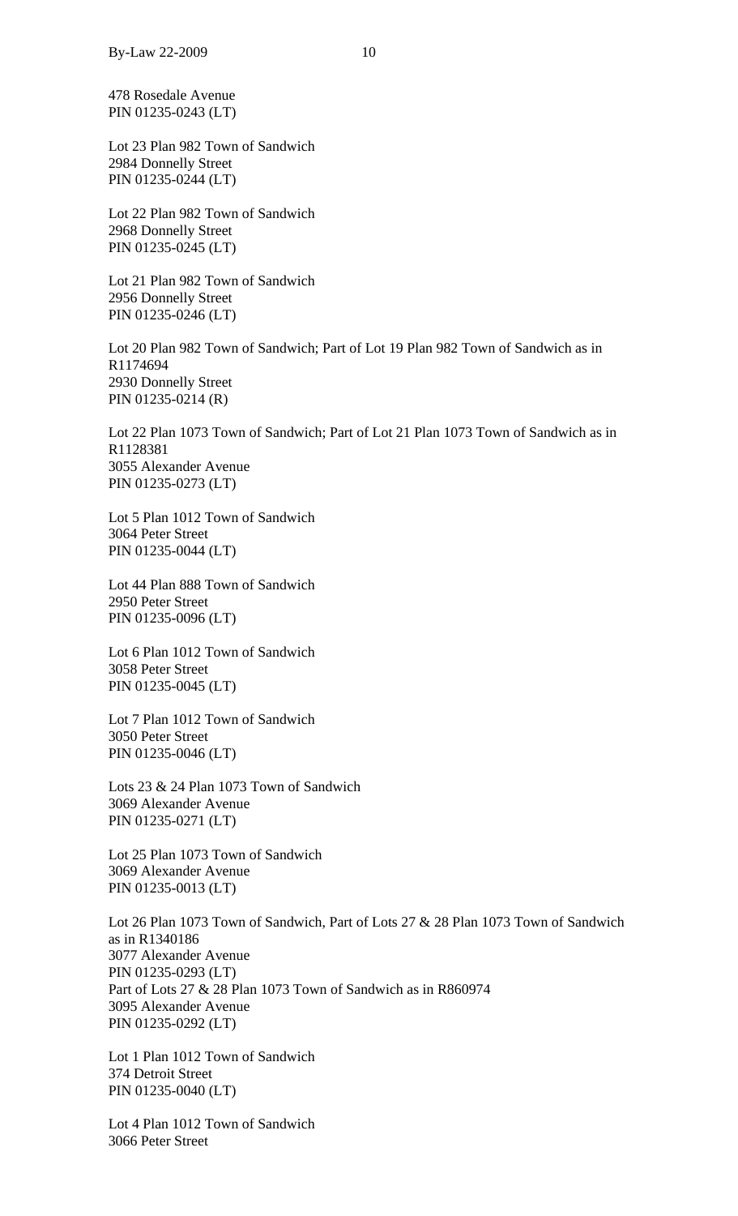478 Rosedale Avenue
PIN 01235-0243 (LT)

Lot 23 Plan 982 Town of Sandwich
2984 Donnelly Street
PIN 01235-0244 (LT)

Lot 22 Plan 982 Town of Sandwich
2968 Donnelly Street
PIN 01235-0245 (LT)

Lot 21 Plan 982 Town of Sandwich
2956 Donnelly Street
PIN 01235-0246 (LT)

Lot 20 Plan 982 Town of Sandwich; Part of Lot 19 Plan 982 Town of Sandwich as in R1174694
2930 Donnelly Street
PIN 01235-0214 (R)

Lot 22 Plan 1073 Town of Sandwich; Part of Lot 21 Plan 1073 Town of Sandwich as in R1128381
3055 Alexander Avenue
PIN 01235-0273 (LT)

Lot 5 Plan 1012 Town of Sandwich
3064 Peter Street
PIN 01235-0044 (LT)

Lot 44 Plan 888 Town of Sandwich
2950 Peter Street
PIN 01235-0096 (LT)

Lot 6 Plan 1012 Town of Sandwich
3058 Peter Street
PIN 01235-0045 (LT)

Lot 7 Plan 1012 Town of Sandwich
3050 Peter Street
PIN 01235-0046 (LT)

Lots 23 & 24 Plan 1073 Town of Sandwich
3069 Alexander Avenue
PIN 01235-0271 (LT)

Lot 25 Plan 1073 Town of Sandwich
3069 Alexander Avenue
PIN 01235-0013 (LT)

Lot 26 Plan 1073 Town of Sandwich, Part of Lots 27 & 28 Plan 1073 Town of Sandwich as in R1340186
3077 Alexander Avenue
PIN 01235-0293 (LT)
Part of Lots 27 & 28 Plan 1073 Town of Sandwich as in R860974
3095 Alexander Avenue
PIN 01235-0292 (LT)

Lot 1 Plan 1012 Town of Sandwich
374 Detroit Street
PIN 01235-0040 (LT)

Lot 4 Plan 1012 Town of Sandwich
3066 Peter Street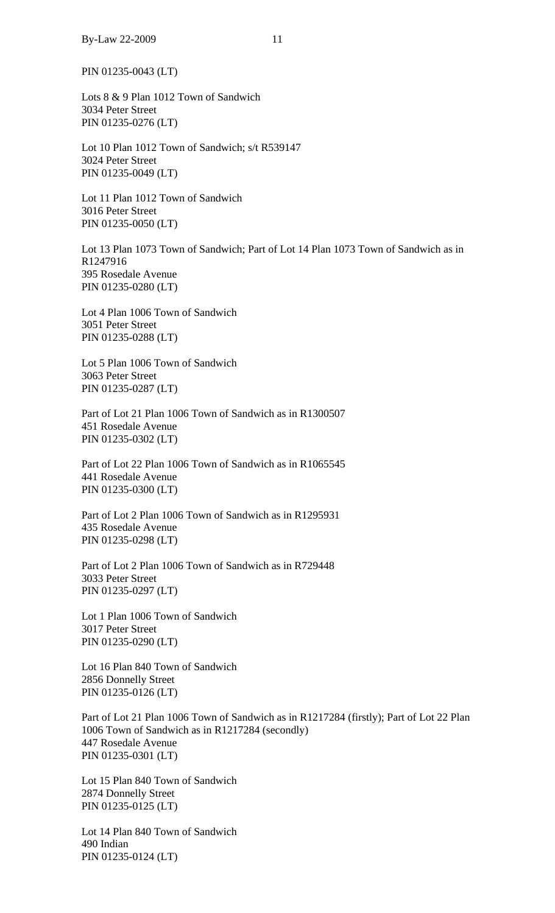PIN 01235-0043 (LT)

Lots 8 & 9 Plan 1012 Town of Sandwich
3034 Peter Street
PIN 01235-0276 (LT)

Lot 10 Plan 1012 Town of Sandwich; s/t R539147
3024 Peter Street
PIN 01235-0049 (LT)

Lot 11 Plan 1012 Town of Sandwich
3016 Peter Street
PIN 01235-0050 (LT)

Lot 13 Plan 1073 Town of Sandwich; Part of Lot 14 Plan 1073 Town of Sandwich as in R1247916
395 Rosedale Avenue
PIN 01235-0280 (LT)

Lot 4 Plan 1006 Town of Sandwich
3051 Peter Street
PIN 01235-0288 (LT)

Lot 5 Plan 1006 Town of Sandwich
3063 Peter Street
PIN 01235-0287 (LT)

Part of Lot 21 Plan 1006 Town of Sandwich as in R1300507
451 Rosedale Avenue
PIN 01235-0302 (LT)

Part of Lot 22 Plan 1006 Town of Sandwich as in R1065545
441 Rosedale Avenue
PIN 01235-0300 (LT)

Part of Lot 2 Plan 1006 Town of Sandwich as in R1295931
435 Rosedale Avenue
PIN 01235-0298 (LT)

Part of Lot 2 Plan 1006 Town of Sandwich as in R729448
3033 Peter Street
PIN 01235-0297 (LT)

Lot 1 Plan 1006 Town of Sandwich
3017 Peter Street
PIN 01235-0290 (LT)

Lot 16 Plan 840 Town of Sandwich
2856 Donnelly Street
PIN 01235-0126 (LT)

Part of Lot 21 Plan 1006 Town of Sandwich as in R1217284 (firstly); Part of Lot 22 Plan 1006 Town of Sandwich as in R1217284 (secondly)
447 Rosedale Avenue
PIN 01235-0301 (LT)

Lot 15 Plan 840 Town of Sandwich
2874 Donnelly Street
PIN 01235-0125 (LT)

Lot 14 Plan 840 Town of Sandwich
490 Indian
PIN 01235-0124 (LT)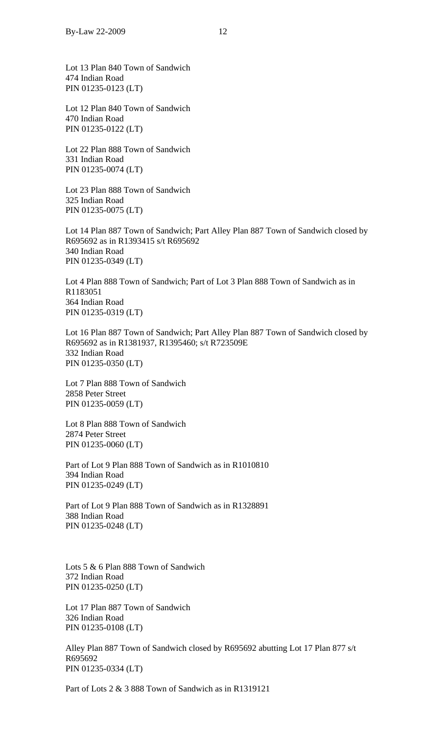Lot 13 Plan 840 Town of Sandwich
474 Indian Road
PIN 01235-0123 (LT)

Lot 12 Plan 840 Town of Sandwich
470 Indian Road
PIN 01235-0122 (LT)

Lot 22 Plan 888 Town of Sandwich
331 Indian Road
PIN 01235-0074 (LT)

Lot 23 Plan 888 Town of Sandwich
325 Indian Road
PIN 01235-0075 (LT)

Lot 14 Plan 887 Town of Sandwich; Part Alley Plan 887 Town of Sandwich closed by R695692 as in R1393415 s/t R695692
340 Indian Road
PIN 01235-0349 (LT)

Lot 4 Plan 888 Town of Sandwich; Part of Lot 3 Plan 888 Town of Sandwich as in R1183051
364 Indian Road
PIN 01235-0319 (LT)

Lot 16 Plan 887 Town of Sandwich; Part Alley Plan 887 Town of Sandwich closed by R695692 as in R1381937, R1395460; s/t R723509E
332 Indian Road
PIN 01235-0350 (LT)

Lot 7 Plan 888 Town of Sandwich
2858 Peter Street
PIN 01235-0059 (LT)

Lot 8 Plan 888 Town of Sandwich
2874 Peter Street
PIN 01235-0060 (LT)

Part of Lot 9 Plan 888 Town of Sandwich as in R1010810
394 Indian Road
PIN 01235-0249 (LT)

Part of Lot 9 Plan 888 Town of Sandwich as in R1328891
388 Indian Road
PIN 01235-0248 (LT)

Lots 5 & 6 Plan 888 Town of Sandwich
372 Indian Road
PIN 01235-0250 (LT)

Lot 17 Plan 887 Town of Sandwich
326 Indian Road
PIN 01235-0108 (LT)

Alley Plan 887 Town of Sandwich closed by R695692 abutting Lot 17 Plan 877 s/t R695692
PIN 01235-0334 (LT)

Part of Lots 2 & 3 888 Town of Sandwich as in R1319121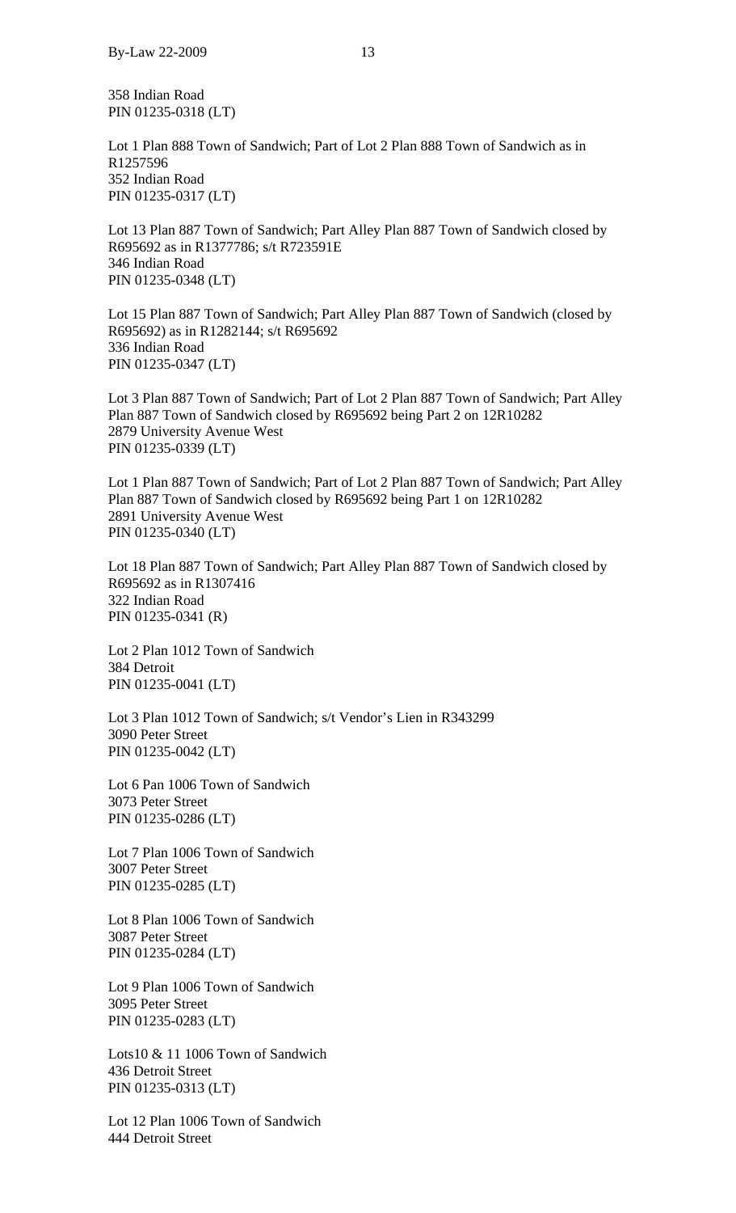358 Indian Road
PIN 01235-0318 (LT)

Lot 1 Plan 888 Town of Sandwich; Part of Lot 2 Plan 888 Town of Sandwich as in R1257596
352 Indian Road
PIN 01235-0317 (LT)

Lot 13 Plan 887 Town of Sandwich; Part Alley Plan 887 Town of Sandwich closed by R695692 as in R1377786; s/t R723591E
346 Indian Road
PIN 01235-0348 (LT)

Lot 15 Plan 887 Town of Sandwich; Part Alley Plan 887 Town of Sandwich (closed by R695692) as in R1282144; s/t R695692
336 Indian Road
PIN 01235-0347 (LT)

Lot 3 Plan 887 Town of Sandwich; Part of Lot 2 Plan 887 Town of Sandwich; Part Alley Plan 887 Town of Sandwich closed by R695692 being Part 2 on 12R10282
2879 University Avenue West
PIN 01235-0339 (LT)

Lot 1 Plan 887 Town of Sandwich; Part of Lot 2 Plan 887 Town of Sandwich; Part Alley Plan 887 Town of Sandwich closed by R695692 being Part 1 on 12R10282
2891 University Avenue West
PIN 01235-0340 (LT)

Lot 18 Plan 887 Town of Sandwich; Part Alley Plan 887 Town of Sandwich closed by R695692 as in R1307416
322 Indian Road
PIN 01235-0341 (R)

Lot 2 Plan 1012 Town of Sandwich
384 Detroit
PIN 01235-0041 (LT)

Lot 3 Plan 1012 Town of Sandwich; s/t Vendor's Lien in R343299
3090 Peter Street
PIN 01235-0042 (LT)

Lot 6 Pan 1006 Town of Sandwich
3073 Peter Street
PIN 01235-0286 (LT)

Lot 7 Plan 1006 Town of Sandwich
3007 Peter Street
PIN 01235-0285 (LT)

Lot 8 Plan 1006 Town of Sandwich
3087 Peter Street
PIN 01235-0284 (LT)

Lot 9 Plan 1006 Town of Sandwich
3095 Peter Street
PIN 01235-0283 (LT)

Lots10 & 11 1006 Town of Sandwich
436 Detroit Street
PIN 01235-0313 (LT)

Lot 12 Plan 1006 Town of Sandwich
444 Detroit Street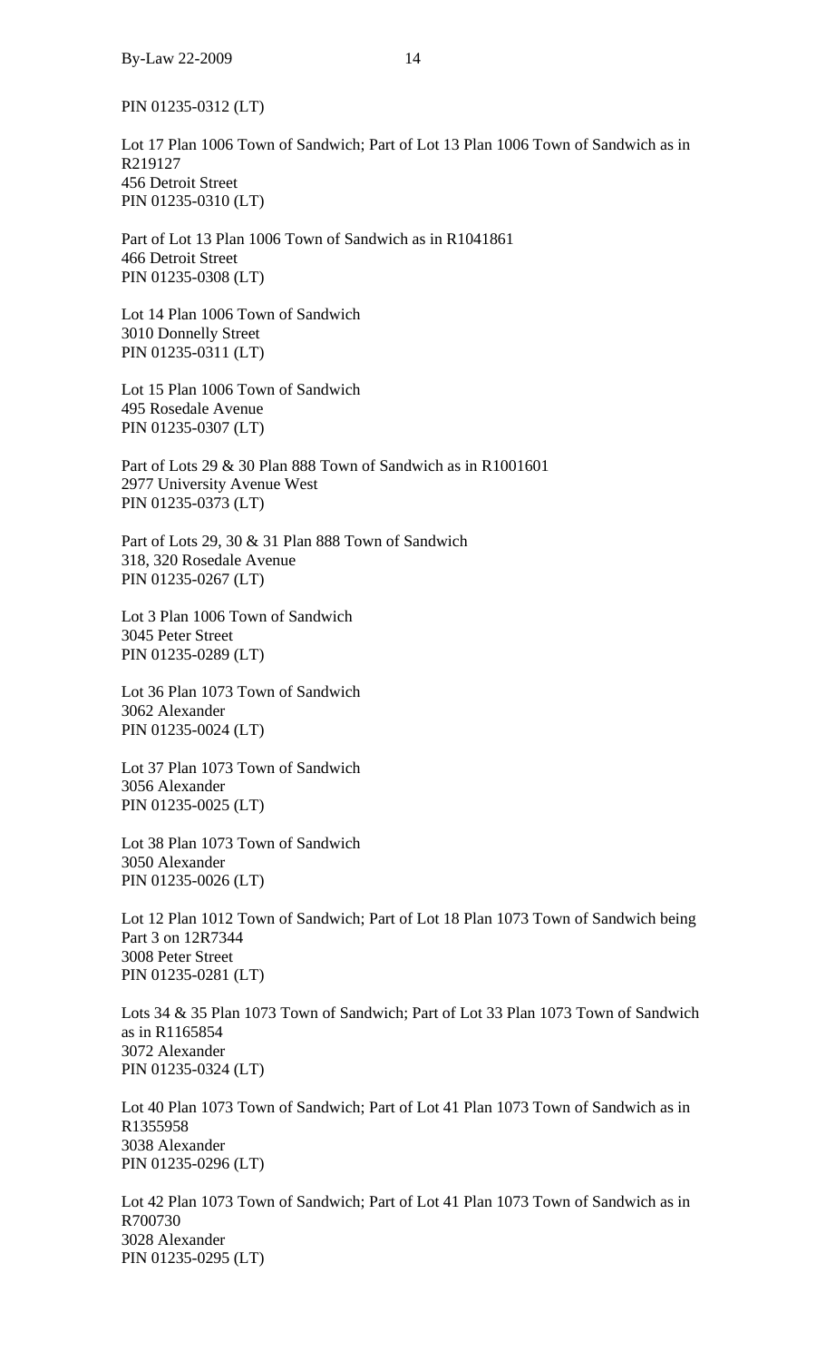PIN 01235-0312 (LT)

Lot 17 Plan 1006 Town of Sandwich; Part of Lot 13 Plan 1006 Town of Sandwich as in R219127
456 Detroit Street
PIN 01235-0310 (LT)

Part of Lot 13 Plan 1006 Town of Sandwich as in R1041861
466 Detroit Street
PIN 01235-0308 (LT)

Lot 14 Plan 1006 Town of Sandwich
3010 Donnelly Street
PIN 01235-0311 (LT)

Lot 15 Plan 1006 Town of Sandwich
495 Rosedale Avenue
PIN 01235-0307 (LT)

Part of Lots 29 & 30 Plan 888 Town of Sandwich as in R1001601
2977 University Avenue West
PIN 01235-0373 (LT)

Part of Lots 29, 30 & 31 Plan 888 Town of Sandwich
318, 320 Rosedale Avenue
PIN 01235-0267 (LT)

Lot 3 Plan 1006 Town of Sandwich
3045 Peter Street
PIN 01235-0289 (LT)

Lot 36 Plan 1073 Town of Sandwich
3062 Alexander
PIN 01235-0024 (LT)

Lot 37 Plan 1073 Town of Sandwich
3056 Alexander
PIN 01235-0025 (LT)

Lot 38 Plan 1073 Town of Sandwich
3050 Alexander
PIN 01235-0026 (LT)

Lot 12 Plan 1012 Town of Sandwich; Part of Lot 18 Plan 1073 Town of Sandwich being Part 3 on 12R7344
3008 Peter Street
PIN 01235-0281 (LT)

Lots 34 & 35 Plan 1073 Town of Sandwich; Part of Lot 33 Plan 1073 Town of Sandwich as in R1165854
3072 Alexander
PIN 01235-0324 (LT)

Lot 40 Plan 1073 Town of Sandwich; Part of Lot 41 Plan 1073 Town of Sandwich as in R1355958
3038 Alexander
PIN 01235-0296 (LT)

Lot 42 Plan 1073 Town of Sandwich; Part of Lot 41 Plan 1073 Town of Sandwich as in R700730
3028 Alexander
PIN 01235-0295 (LT)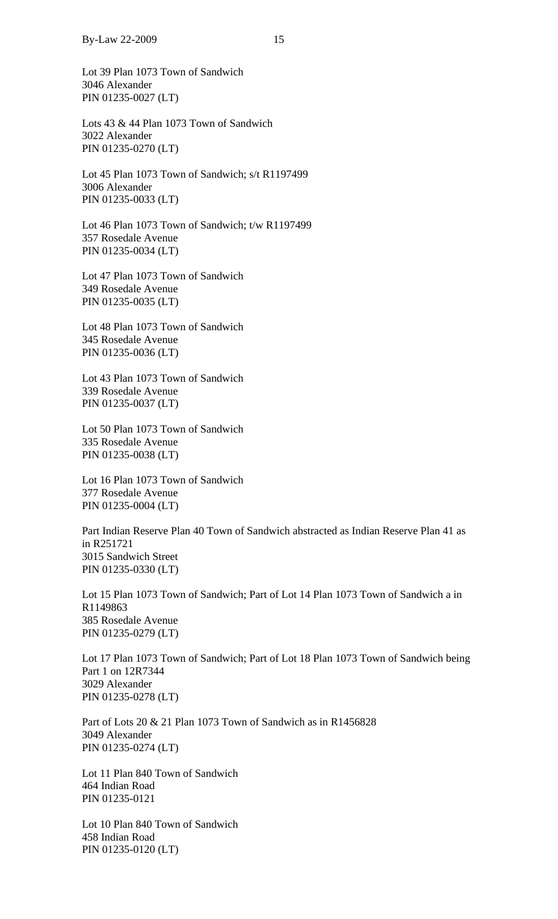Lot 39 Plan 1073 Town of Sandwich
3046 Alexander
PIN 01235-0027 (LT)

Lots 43 & 44 Plan 1073 Town of Sandwich
3022 Alexander
PIN 01235-0270 (LT)

Lot 45 Plan 1073 Town of Sandwich; s/t R1197499
3006 Alexander
PIN 01235-0033 (LT)

Lot 46 Plan 1073 Town of Sandwich; t/w R1197499
357 Rosedale Avenue
PIN 01235-0034 (LT)

Lot 47 Plan 1073 Town of Sandwich
349 Rosedale Avenue
PIN 01235-0035 (LT)

Lot 48 Plan 1073 Town of Sandwich
345 Rosedale Avenue
PIN 01235-0036 (LT)

Lot 43 Plan 1073 Town of Sandwich
339 Rosedale Avenue
PIN 01235-0037 (LT)

Lot 50 Plan 1073 Town of Sandwich
335 Rosedale Avenue
PIN 01235-0038 (LT)

Lot 16 Plan 1073 Town of Sandwich
377 Rosedale Avenue
PIN 01235-0004 (LT)

Part Indian Reserve Plan 40 Town of Sandwich abstracted as Indian Reserve Plan 41 as in R251721
3015 Sandwich Street
PIN 01235-0330 (LT)

Lot 15 Plan 1073 Town of Sandwich; Part of Lot 14 Plan 1073 Town of Sandwich a in R1149863
385 Rosedale Avenue
PIN 01235-0279 (LT)

Lot 17 Plan 1073 Town of Sandwich; Part of Lot 18 Plan 1073 Town of Sandwich being Part 1 on 12R7344
3029 Alexander
PIN 01235-0278 (LT)

Part of Lots 20 & 21 Plan 1073 Town of Sandwich as in R1456828
3049 Alexander
PIN 01235-0274 (LT)

Lot 11 Plan 840 Town of Sandwich
464 Indian Road
PIN 01235-0121

Lot 10 Plan 840 Town of Sandwich
458 Indian Road
PIN 01235-0120 (LT)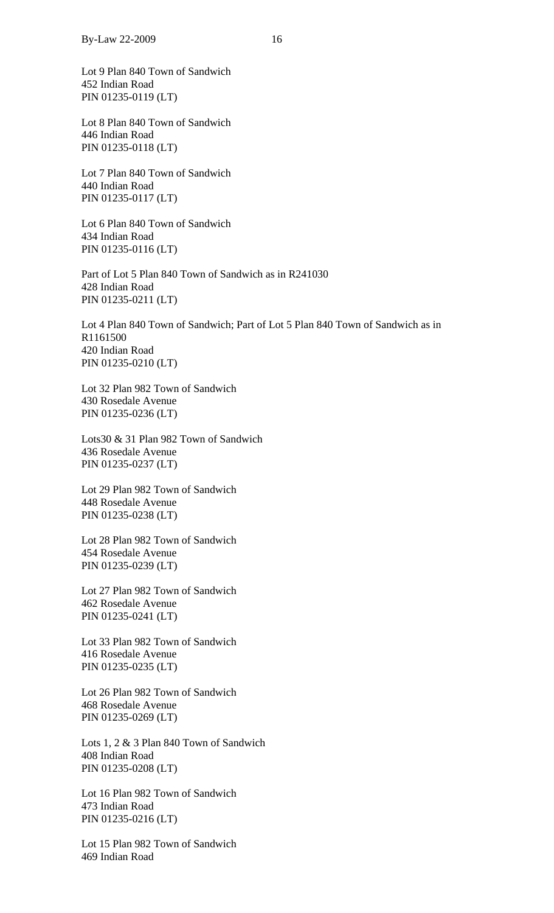Lot 9 Plan 840 Town of Sandwich
452 Indian Road
PIN 01235-0119 (LT)

Lot 8 Plan 840 Town of Sandwich
446 Indian Road
PIN 01235-0118 (LT)

Lot 7 Plan 840 Town of Sandwich
440 Indian Road
PIN 01235-0117 (LT)

Lot 6 Plan 840 Town of Sandwich
434 Indian Road
PIN 01235-0116 (LT)

Part of Lot 5 Plan 840 Town of Sandwich as in R241030
428 Indian Road
PIN 01235-0211 (LT)

Lot 4 Plan 840 Town of Sandwich; Part of Lot 5 Plan 840 Town of Sandwich as in R1161500
420 Indian Road
PIN 01235-0210 (LT)

Lot 32 Plan 982 Town of Sandwich
430 Rosedale Avenue
PIN 01235-0236 (LT)

Lots30 & 31 Plan 982 Town of Sandwich
436 Rosedale Avenue
PIN 01235-0237 (LT)

Lot 29 Plan 982 Town of Sandwich
448 Rosedale Avenue
PIN 01235-0238 (LT)

Lot 28 Plan 982 Town of Sandwich
454 Rosedale Avenue
PIN 01235-0239 (LT)

Lot 27 Plan 982 Town of Sandwich
462 Rosedale Avenue
PIN 01235-0241 (LT)

Lot 33 Plan 982 Town of Sandwich
416 Rosedale Avenue
PIN 01235-0235 (LT)

Lot 26 Plan 982 Town of Sandwich
468 Rosedale Avenue
PIN 01235-0269 (LT)

Lots 1, 2 & 3 Plan 840 Town of Sandwich
408 Indian Road
PIN 01235-0208 (LT)

Lot 16 Plan 982 Town of Sandwich
473 Indian Road
PIN 01235-0216 (LT)

Lot 15 Plan 982 Town of Sandwich
469 Indian Road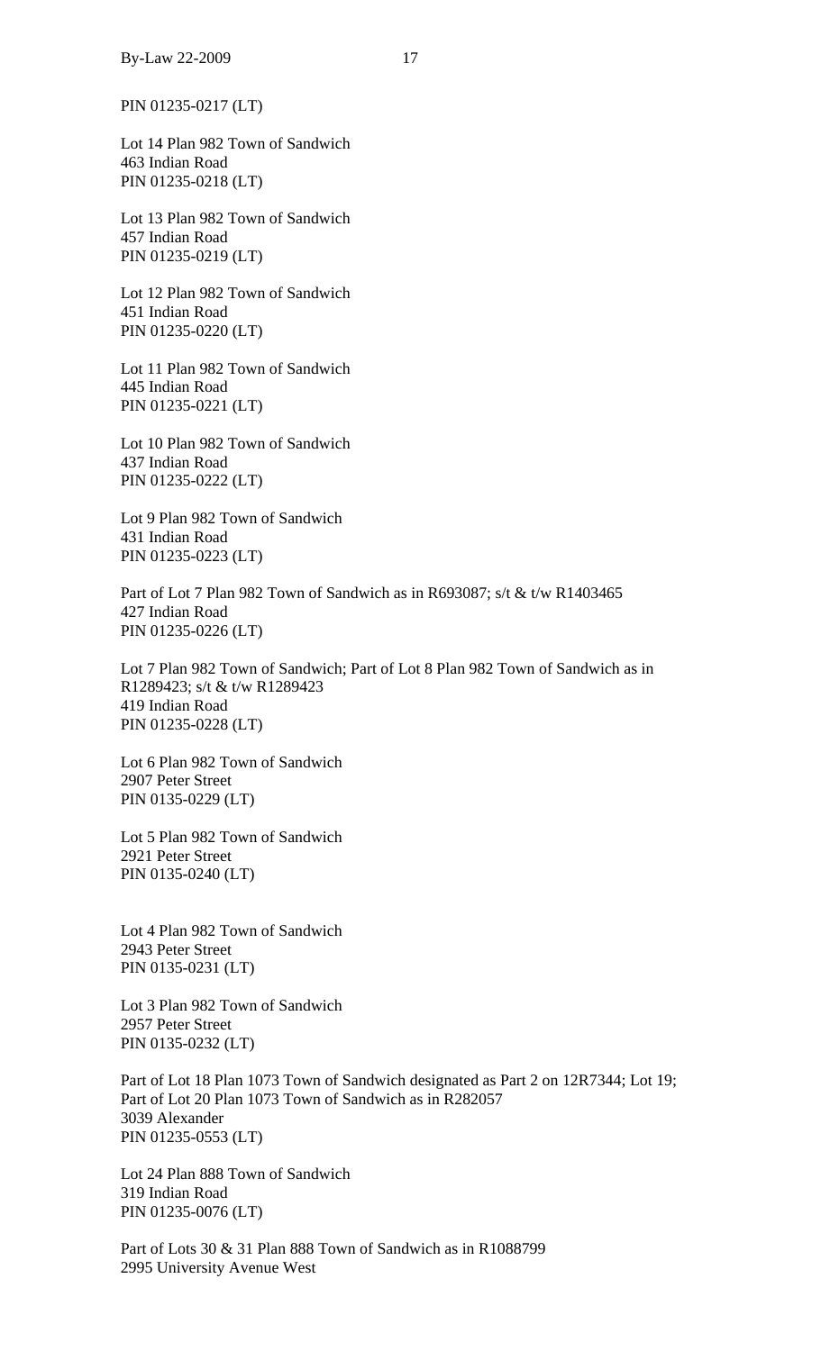PIN 01235-0217 (LT)

Lot 14 Plan 982 Town of Sandwich
463 Indian Road
PIN 01235-0218 (LT)

Lot 13 Plan 982 Town of Sandwich
457 Indian Road
PIN 01235-0219 (LT)

Lot 12 Plan 982 Town of Sandwich
451 Indian Road
PIN 01235-0220 (LT)

Lot 11 Plan 982 Town of Sandwich
445 Indian Road
PIN 01235-0221 (LT)

Lot 10 Plan 982 Town of Sandwich
437 Indian Road
PIN 01235-0222 (LT)

Lot 9 Plan 982 Town of Sandwich
431 Indian Road
PIN 01235-0223 (LT)

Part of Lot 7 Plan 982 Town of Sandwich as in R693087; s/t & t/w R1403465
427 Indian Road
PIN 01235-0226 (LT)

Lot 7 Plan 982 Town of Sandwich; Part of Lot 8 Plan 982 Town of Sandwich as in R1289423; s/t & t/w R1289423
419 Indian Road
PIN 01235-0228 (LT)

Lot 6 Plan 982 Town of Sandwich
2907 Peter Street
PIN 0135-0229 (LT)

Lot 5 Plan 982 Town of Sandwich
2921 Peter Street
PIN 0135-0240 (LT)

Lot 4 Plan 982 Town of Sandwich
2943 Peter Street
PIN 0135-0231 (LT)

Lot 3 Plan 982 Town of Sandwich
2957 Peter Street
PIN 0135-0232 (LT)

Part of Lot 18 Plan 1073 Town of Sandwich designated as Part 2 on 12R7344; Lot 19; Part of Lot 20 Plan 1073 Town of Sandwich as in R282057
3039 Alexander
PIN 01235-0553 (LT)

Lot 24 Plan 888 Town of Sandwich
319 Indian Road
PIN 01235-0076 (LT)

Part of Lots 30 & 31 Plan 888 Town of Sandwich as in R1088799
2995 University Avenue West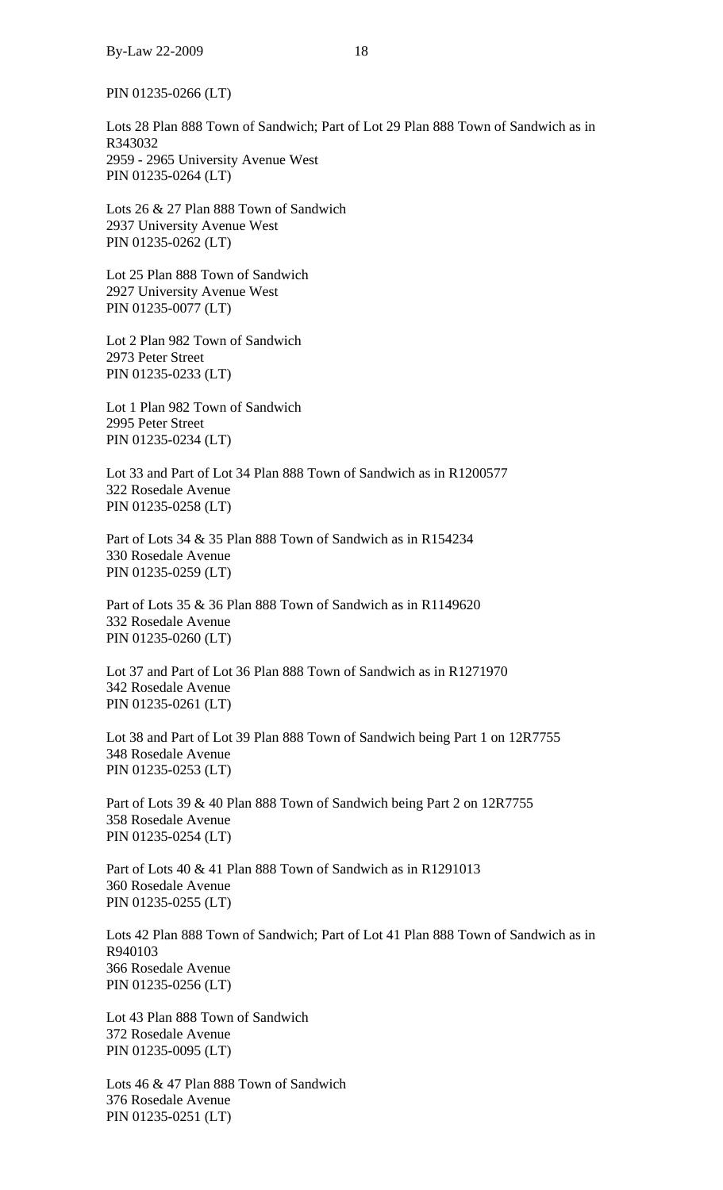PIN 01235-0266 (LT)

Lots 28 Plan 888 Town of Sandwich; Part of Lot 29 Plan 888 Town of Sandwich as in R343032
2959 - 2965 University Avenue West
PIN 01235-0264 (LT)

Lots 26 & 27 Plan 888 Town of Sandwich
2937 University Avenue West
PIN 01235-0262 (LT)

Lot 25 Plan 888 Town of Sandwich
2927 University Avenue West
PIN 01235-0077 (LT)

Lot 2 Plan 982 Town of Sandwich
2973 Peter Street
PIN 01235-0233 (LT)

Lot 1 Plan 982 Town of Sandwich
2995 Peter Street
PIN 01235-0234 (LT)

Lot 33 and Part of Lot 34 Plan 888 Town of Sandwich as in R1200577
322 Rosedale Avenue
PIN 01235-0258 (LT)

Part of Lots 34 & 35 Plan 888 Town of Sandwich as in R154234
330 Rosedale Avenue
PIN 01235-0259 (LT)

Part of Lots 35 & 36 Plan 888 Town of Sandwich as in R1149620
332 Rosedale Avenue
PIN 01235-0260 (LT)

Lot 37 and Part of Lot 36 Plan 888 Town of Sandwich as in R1271970
342 Rosedale Avenue
PIN 01235-0261 (LT)

Lot 38 and Part of Lot 39 Plan 888 Town of Sandwich being Part 1 on 12R7755
348 Rosedale Avenue
PIN 01235-0253 (LT)

Part of Lots 39 & 40 Plan 888 Town of Sandwich being Part 2 on 12R7755
358 Rosedale Avenue
PIN 01235-0254 (LT)

Part of Lots 40 & 41 Plan 888 Town of Sandwich as in R1291013
360 Rosedale Avenue
PIN 01235-0255 (LT)

Lots 42 Plan 888 Town of Sandwich; Part of Lot 41 Plan 888 Town of Sandwich as in R940103
366 Rosedale Avenue
PIN 01235-0256 (LT)

Lot 43 Plan 888 Town of Sandwich
372 Rosedale Avenue
PIN 01235-0095 (LT)

Lots 46 & 47 Plan 888 Town of Sandwich
376 Rosedale Avenue
PIN 01235-0251 (LT)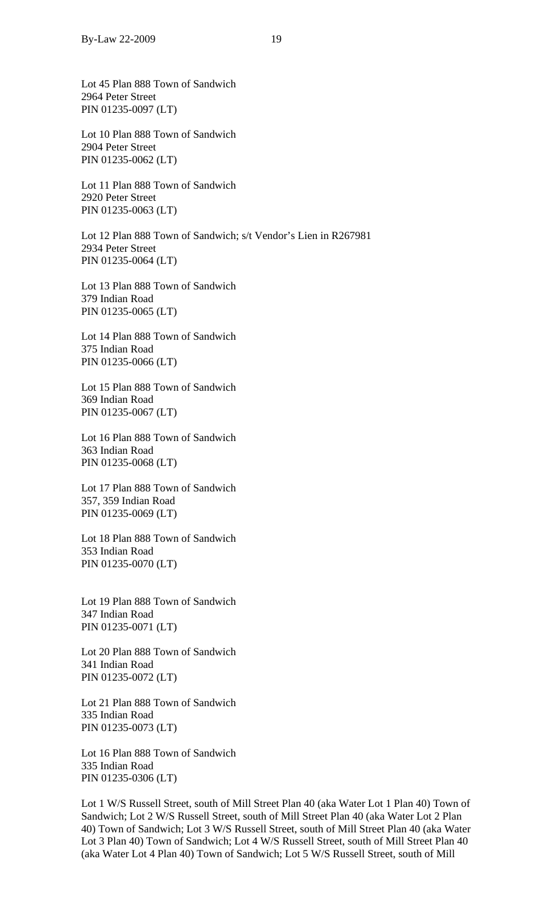Lot 45 Plan 888 Town of Sandwich
2964 Peter Street
PIN 01235-0097 (LT)

Lot 10 Plan 888 Town of Sandwich
2904 Peter Street
PIN 01235-0062 (LT)

Lot 11 Plan 888 Town of Sandwich
2920 Peter Street
PIN 01235-0063 (LT)

Lot 12 Plan 888 Town of Sandwich; s/t Vendor's Lien in R267981
2934 Peter Street
PIN 01235-0064 (LT)

Lot 13 Plan 888 Town of Sandwich
379 Indian Road
PIN 01235-0065 (LT)

Lot 14 Plan 888 Town of Sandwich
375 Indian Road
PIN 01235-0066 (LT)

Lot 15 Plan 888 Town of Sandwich
369 Indian Road
PIN 01235-0067 (LT)

Lot 16 Plan 888 Town of Sandwich
363 Indian Road
PIN 01235-0068 (LT)

Lot 17 Plan 888 Town of Sandwich
357, 359 Indian Road
PIN 01235-0069 (LT)

Lot 18 Plan 888 Town of Sandwich
353 Indian Road
PIN 01235-0070 (LT)

Lot 19 Plan 888 Town of Sandwich
347 Indian Road
PIN 01235-0071 (LT)

Lot 20 Plan 888 Town of Sandwich
341 Indian Road
PIN 01235-0072 (LT)

Lot 21 Plan 888 Town of Sandwich
335 Indian Road
PIN 01235-0073 (LT)

Lot 16 Plan 888 Town of Sandwich
335 Indian Road
PIN 01235-0306 (LT)

Lot 1 W/S Russell Street, south of Mill Street Plan 40 (aka Water Lot 1 Plan 40) Town of Sandwich; Lot 2 W/S Russell Street, south of Mill Street Plan 40 (aka Water Lot 2 Plan 40) Town of Sandwich; Lot 3 W/S Russell Street, south of Mill Street Plan 40 (aka Water Lot 3 Plan 40) Town of Sandwich; Lot 4 W/S Russell Street, south of Mill Street Plan 40 (aka Water Lot 4 Plan 40) Town of Sandwich; Lot 5 W/S Russell Street, south of Mill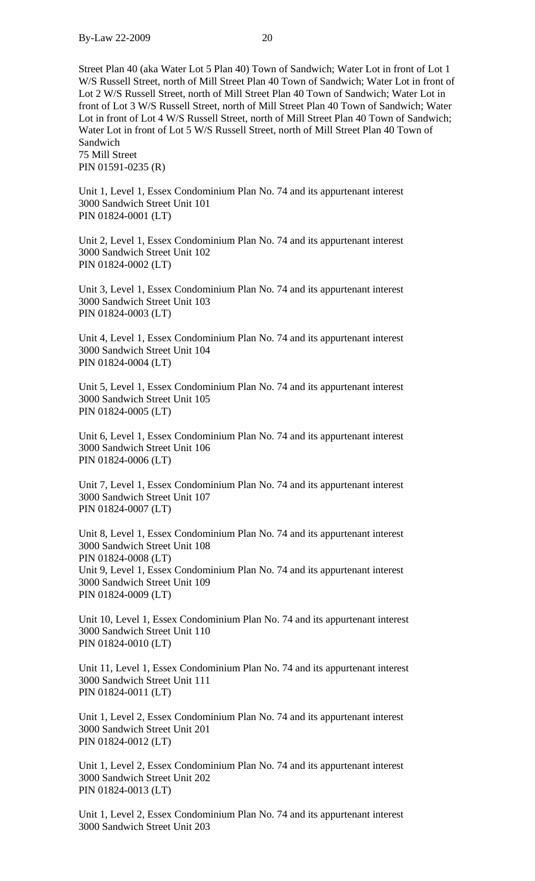Street Plan 40 (aka Water Lot 5 Plan 40) Town of Sandwich; Water Lot in front of Lot 1 W/S Russell Street, north of Mill Street Plan 40 Town of Sandwich; Water Lot in front of Lot 2 W/S Russell Street, north of Mill Street Plan 40 Town of Sandwich; Water Lot in front of Lot 3 W/S Russell Street, north of Mill Street Plan 40 Town of Sandwich; Water Lot in front of Lot 4 W/S Russell Street, north of Mill Street Plan 40 Town of Sandwich; Water Lot in front of Lot 5 W/S Russell Street, north of Mill Street Plan 40 Town of Sandwich
75 Mill Street
PIN 01591-0235 (R)

Unit 1, Level 1, Essex Condominium Plan No. 74 and its appurtenant interest
3000 Sandwich Street Unit 101
PIN 01824-0001 (LT)

Unit 2, Level 1, Essex Condominium Plan No. 74 and its appurtenant interest
3000 Sandwich Street Unit 102
PIN 01824-0002 (LT)

Unit 3, Level 1, Essex Condominium Plan No. 74 and its appurtenant interest
3000 Sandwich Street Unit 103
PIN 01824-0003 (LT)

Unit 4, Level 1, Essex Condominium Plan No. 74 and its appurtenant interest
3000 Sandwich Street Unit 104
PIN 01824-0004 (LT)

Unit 5, Level 1, Essex Condominium Plan No. 74 and its appurtenant interest
3000 Sandwich Street Unit 105
PIN 01824-0005 (LT)

Unit 6, Level 1, Essex Condominium Plan No. 74 and its appurtenant interest
3000 Sandwich Street Unit 106
PIN 01824-0006 (LT)

Unit 7, Level 1, Essex Condominium Plan No. 74 and its appurtenant interest
3000 Sandwich Street Unit 107
PIN 01824-0007 (LT)

Unit 8, Level 1, Essex Condominium Plan No. 74 and its appurtenant interest
3000 Sandwich Street Unit 108
PIN 01824-0008 (LT)
Unit 9, Level 1, Essex Condominium Plan No. 74 and its appurtenant interest
3000 Sandwich Street Unit 109
PIN 01824-0009 (LT)

Unit 10, Level 1, Essex Condominium Plan No. 74 and its appurtenant interest
3000 Sandwich Street Unit 110
PIN 01824-0010 (LT)

Unit 11, Level 1, Essex Condominium Plan No. 74 and its appurtenant interest
3000 Sandwich Street Unit 111
PIN 01824-0011 (LT)

Unit 1, Level 2, Essex Condominium Plan No. 74 and its appurtenant interest
3000 Sandwich Street Unit 201
PIN 01824-0012 (LT)

Unit 1, Level 2, Essex Condominium Plan No. 74 and its appurtenant interest
3000 Sandwich Street Unit 202
PIN 01824-0013 (LT)

Unit 1, Level 2, Essex Condominium Plan No. 74 and its appurtenant interest
3000 Sandwich Street Unit 203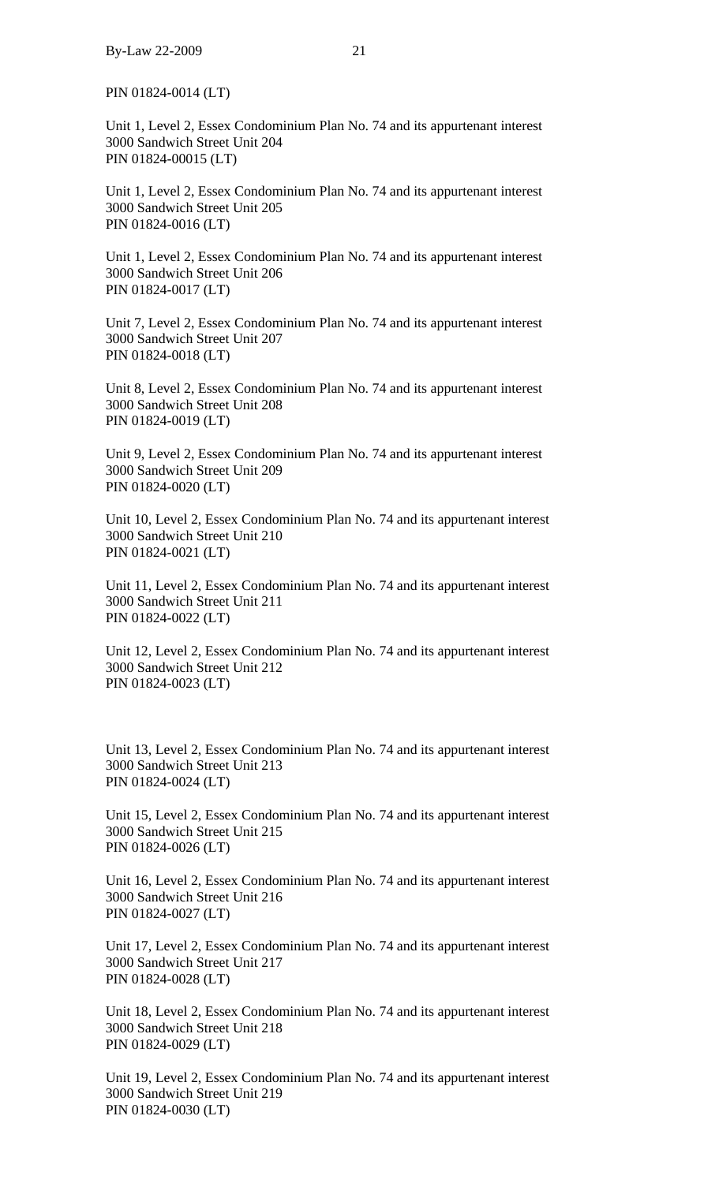PIN 01824-0014 (LT)

Unit 1, Level 2, Essex Condominium Plan No. 74 and its appurtenant interest
3000 Sandwich Street Unit 204
PIN 01824-00015 (LT)

Unit 1, Level 2, Essex Condominium Plan No. 74 and its appurtenant interest
3000 Sandwich Street Unit 205
PIN 01824-0016 (LT)

Unit 1, Level 2, Essex Condominium Plan No. 74 and its appurtenant interest
3000 Sandwich Street Unit 206
PIN 01824-0017 (LT)

Unit 7, Level 2, Essex Condominium Plan No. 74 and its appurtenant interest
3000 Sandwich Street Unit 207
PIN 01824-0018 (LT)

Unit 8, Level 2, Essex Condominium Plan No. 74 and its appurtenant interest
3000 Sandwich Street Unit 208
PIN 01824-0019 (LT)

Unit 9, Level 2, Essex Condominium Plan No. 74 and its appurtenant interest
3000 Sandwich Street Unit 209
PIN 01824-0020 (LT)

Unit 10, Level 2, Essex Condominium Plan No. 74 and its appurtenant interest
3000 Sandwich Street Unit 210
PIN 01824-0021 (LT)

Unit 11, Level 2, Essex Condominium Plan No. 74 and its appurtenant interest
3000 Sandwich Street Unit 211
PIN 01824-0022 (LT)

Unit 12, Level 2, Essex Condominium Plan No. 74 and its appurtenant interest
3000 Sandwich Street Unit 212
PIN 01824-0023 (LT)

Unit 13, Level 2, Essex Condominium Plan No. 74 and its appurtenant interest
3000 Sandwich Street Unit 213
PIN 01824-0024 (LT)

Unit 15, Level 2, Essex Condominium Plan No. 74 and its appurtenant interest
3000 Sandwich Street Unit 215
PIN 01824-0026 (LT)

Unit 16, Level 2, Essex Condominium Plan No. 74 and its appurtenant interest
3000 Sandwich Street Unit 216
PIN 01824-0027 (LT)

Unit 17, Level 2, Essex Condominium Plan No. 74 and its appurtenant interest
3000 Sandwich Street Unit 217
PIN 01824-0028 (LT)

Unit 18, Level 2, Essex Condominium Plan No. 74 and its appurtenant interest
3000 Sandwich Street Unit 218
PIN 01824-0029 (LT)

Unit 19, Level 2, Essex Condominium Plan No. 74 and its appurtenant interest
3000 Sandwich Street Unit 219
PIN 01824-0030 (LT)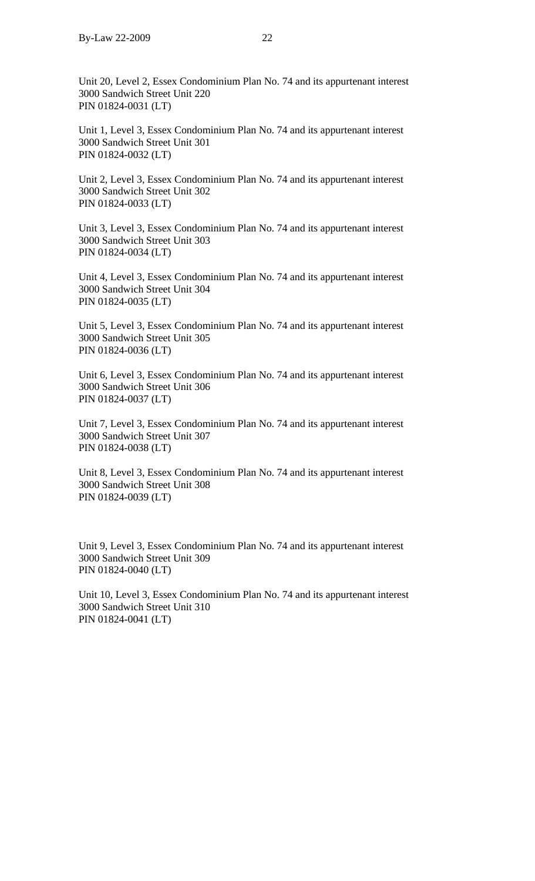Unit 20, Level 2, Essex Condominium Plan No. 74 and its appurtenant interest
3000 Sandwich Street Unit 220
PIN 01824-0031 (LT)

Unit 1, Level 3, Essex Condominium Plan No. 74 and its appurtenant interest
3000 Sandwich Street Unit 301
PIN 01824-0032 (LT)

Unit 2, Level 3, Essex Condominium Plan No. 74 and its appurtenant interest
3000 Sandwich Street Unit 302
PIN 01824-0033 (LT)

Unit 3, Level 3, Essex Condominium Plan No. 74 and its appurtenant interest
3000 Sandwich Street Unit 303
PIN 01824-0034 (LT)

Unit 4, Level 3, Essex Condominium Plan No. 74 and its appurtenant interest
3000 Sandwich Street Unit 304
PIN 01824-0035 (LT)

Unit 5, Level 3, Essex Condominium Plan No. 74 and its appurtenant interest
3000 Sandwich Street Unit 305
PIN 01824-0036 (LT)

Unit 6, Level 3, Essex Condominium Plan No. 74 and its appurtenant interest
3000 Sandwich Street Unit 306
PIN 01824-0037 (LT)

Unit 7, Level 3, Essex Condominium Plan No. 74 and its appurtenant interest
3000 Sandwich Street Unit 307
PIN 01824-0038 (LT)

Unit 8, Level 3, Essex Condominium Plan No. 74 and its appurtenant interest
3000 Sandwich Street Unit 308
PIN 01824-0039 (LT)

Unit 9, Level 3, Essex Condominium Plan No. 74 and its appurtenant interest
3000 Sandwich Street Unit 309
PIN 01824-0040 (LT)

Unit 10, Level 3, Essex Condominium Plan No. 74 and its appurtenant interest
3000 Sandwich Street Unit 310
PIN 01824-0041 (LT)